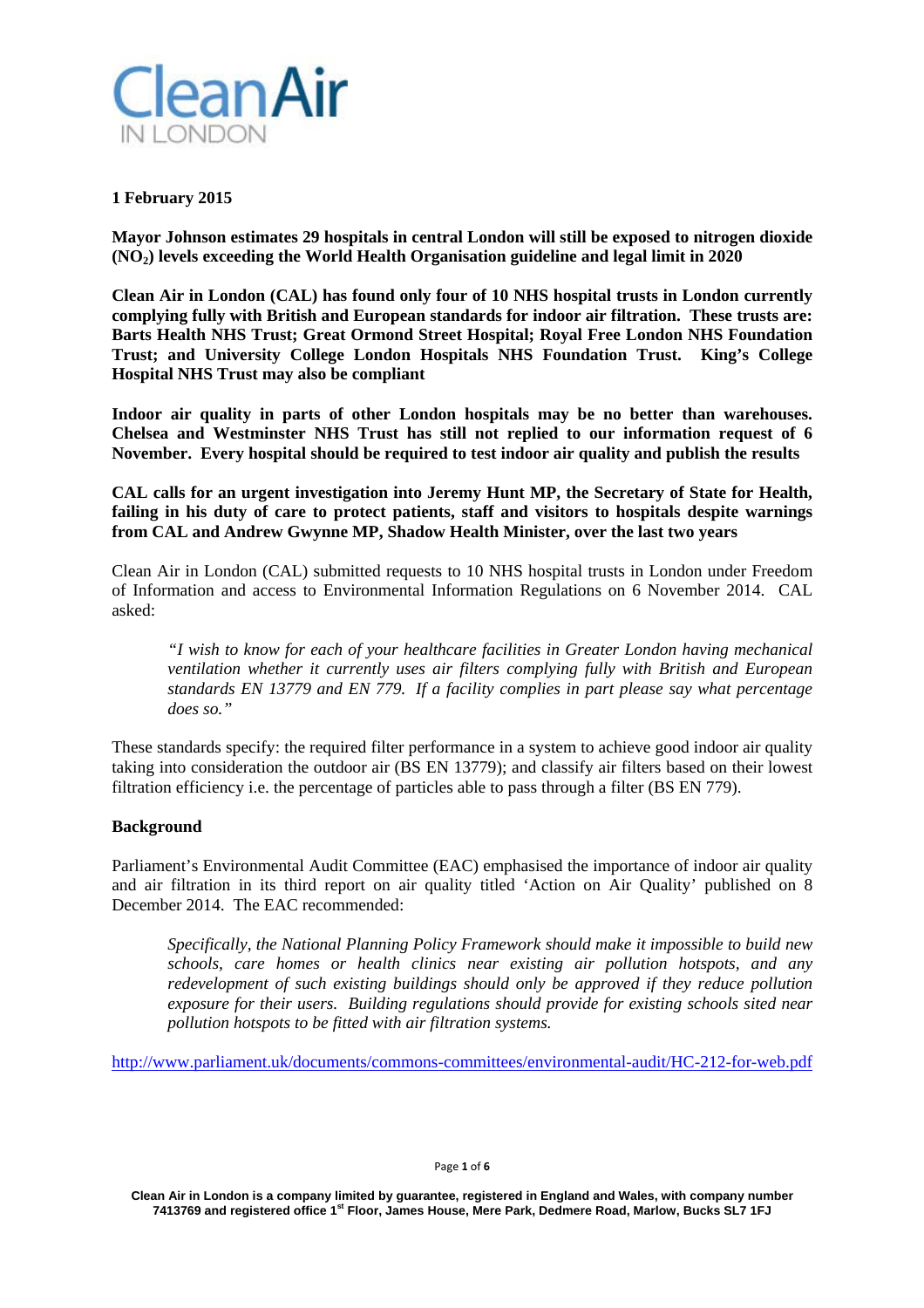Clean Air IN LONDON

**1 February 2015**

**Mayor Johnson estimates 29 hospitals in central London will still be exposed to nitrogen dioxide ($NO_2$) levels exceeding the World Health Organisation guideline and legal limit in 2020**

**Clean Air in London (CAL) has found only four of 10 NHS hospital trusts in London currently complying fully with British and European standards for indoor air filtration. These trusts are: Barts Health NHS Trust; Great Ormond Street Hospital; Royal Free London NHS Foundation Trust; and University College London Hospitals NHS Foundation Trust. King's College Hospital NHS Trust may also be compliant**

**Indoor air quality in parts of other London hospitals may be no better than warehouses. Chelsea and Westminster NHS Trust has still not replied to our information request of 6 November. Every hospital should be required to test indoor air quality and publish the results**

**CAL calls for an urgent investigation into Jeremy Hunt MP, the Secretary of State for Health, failing in his duty of care to protect patients, staff and visitors to hospitals despite warnings from CAL and Andrew Gwynne MP, Shadow Health Minister, over the last two years**

Clean Air in London (CAL) submitted requests to 10 NHS hospital trusts in London under Freedom of Information and access to Environmental Information Regulations on 6 November 2014. CAL asked:

> *"I wish to know for each of your healthcare facilities in Greater London having mechanical ventilation whether it currently uses air filters complying fully with British and European standards EN 13779 and EN 779. If a facility complies in part please say what percentage does so."*

These standards specify: the required filter performance in a system to achieve good indoor air quality taking into consideration the outdoor air (BS EN 13779); and classify air filters based on their lowest filtration efficiency i.e. the percentage of particles able to pass through a filter (BS EN 779).

**Background**

Parliament's Environmental Audit Committee (EAC) emphasised the importance of indoor air quality and air filtration in its third report on air quality titled 'Action on Air Quality' published on 8 December 2014. The EAC recommended:

> *Specifically, the National Planning Policy Framework should make it impossible to build new schools, care homes or health clinics near existing air pollution hotspots, and any redevelopment of such existing buildings should only be approved if they reduce pollution exposure for their users. Building regulations should provide for existing schools sited near pollution hotspots to be fitted with air filtration systems.*

http://www.parliament.uk/documents/commons-committees/environmental-audit/HC-212-for-web.pdf

Clean Air in London is a company limited by guarantee, registered in England and Wales, with company number 7413769 and registered office 1st Floor, James House, Mere Park, Dedmere Road, Marlow, Bucks SL7 1FJ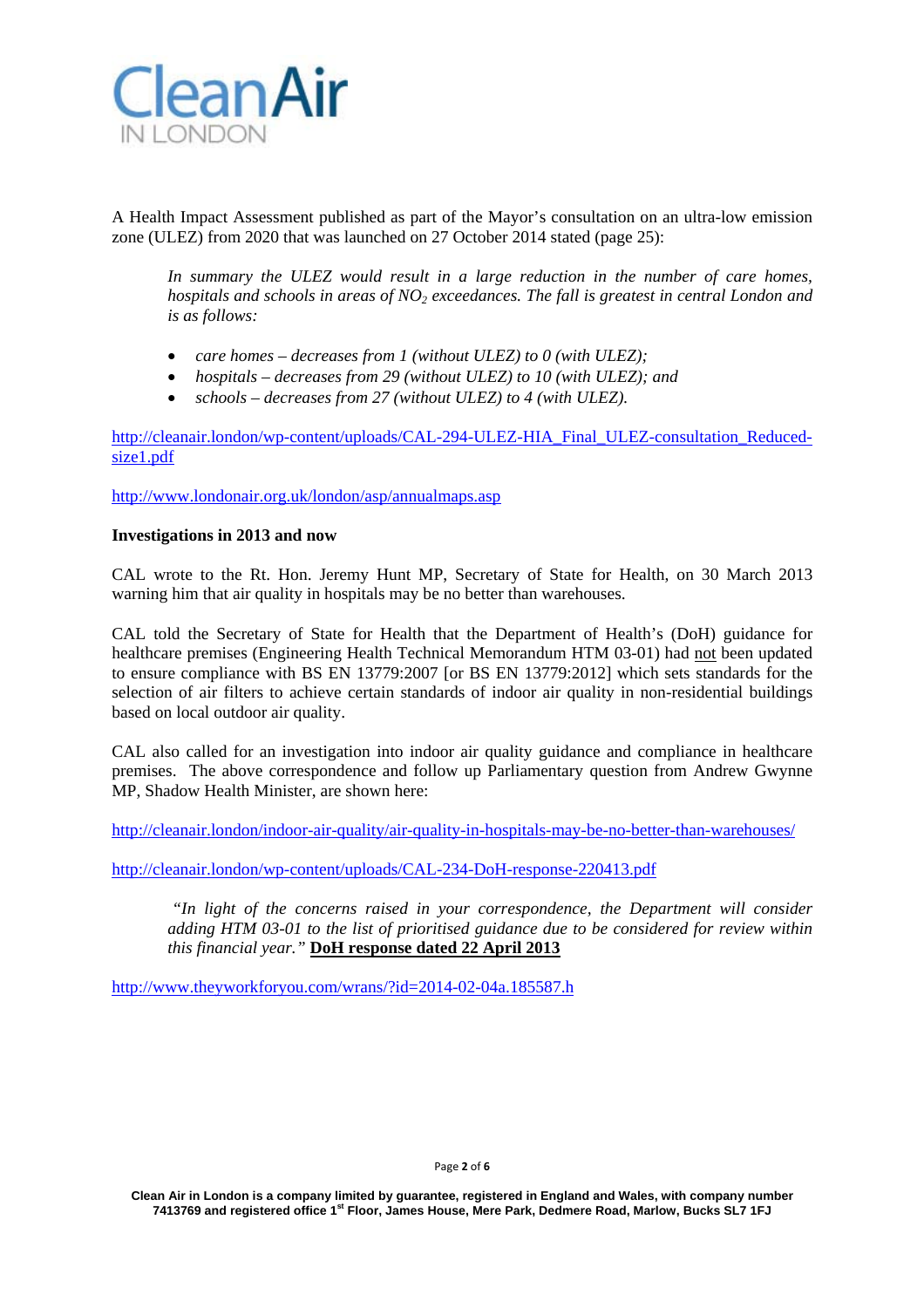A Health Impact Assessment published as part of the Mayor's consultation on an ultra-low emission zone (ULEZ) from 2020 that was launched on 27 October 2014 stated (page 25):

> *In summary the ULEZ would result in a large reduction in the number of care homes, hospitals and schools in areas of $NO_2$ exceedances. The fall is greatest in central London and is as follows:*
>
> - *care homes – decreases from 1 (without ULEZ) to 0 (with ULEZ);*
> - *hospitals – decreases from 29 (without ULEZ) to 10 (with ULEZ); and*
> - *schools – decreases from 27 (without ULEZ) to 4 (with ULEZ).*

http://cleanair.london/wp-content/uploads/CAL-294-ULEZ-HIA_Final_ULEZ-consultation_Reduced-size1.pdf

http://www.londonair.org.uk/london/asp/annualmaps.asp

**Investigations in 2013 and now**

CAL wrote to the Rt. Hon. Jeremy Hunt MP, Secretary of State for Health, on 30 March 2013 warning him that air quality in hospitals may be no better than warehouses.

CAL told the Secretary of State for Health that the Department of Health's (DoH) guidance for healthcare premises (Engineering Health Technical Memorandum HTM 03-01) had not been updated to ensure compliance with BS EN 13779:2007 [or BS EN 13779:2012] which sets standards for the selection of air filters to achieve certain standards of indoor air quality in non-residential buildings based on local outdoor air quality.

CAL also called for an investigation into indoor air quality guidance and compliance in healthcare premises. The above correspondence and follow up Parliamentary question from Andrew Gwynne MP, Shadow Health Minister, are shown here:

http://cleanair.london/indoor-air-quality/air-quality-in-hospitals-may-be-no-better-than-warehouses/

http://cleanair.london/wp-content/uploads/CAL-234-DoH-response-220413.pdf

> *"In light of the concerns raised in your correspondence, the Department will consider adding HTM 03-01 to the list of prioritised guidance due to be considered for review within this financial year."* **DoH response dated 22 April 2013**

http://www.theyworkforyou.com/wrans/?id=2014-02-04a.185587.h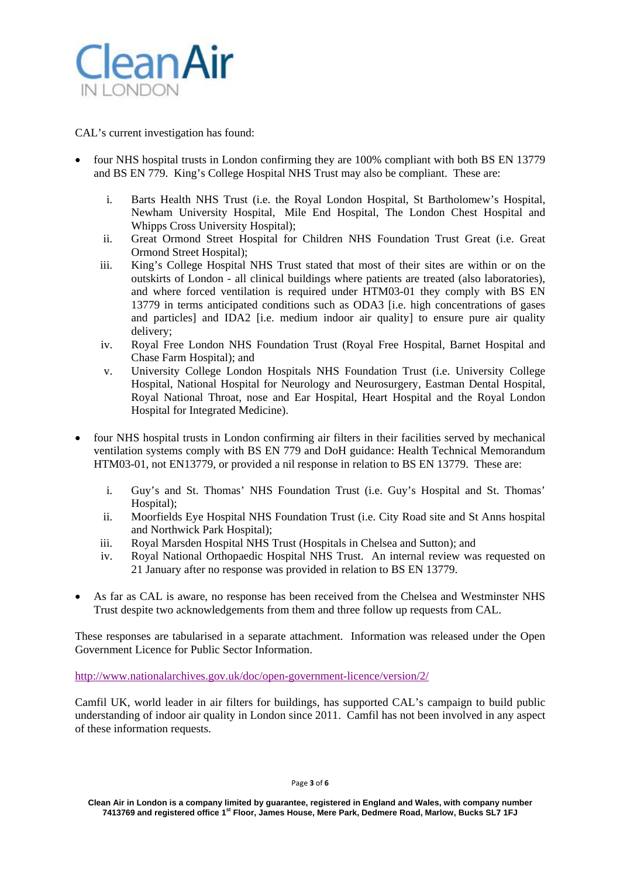CAL's current investigation has found:

- four NHS hospital trusts in London confirming they are 100% compliant with both BS EN 13779 and BS EN 779. King's College Hospital NHS Trust may also be compliant. These are:

    i. Barts Health NHS Trust (i.e. the Royal London Hospital, St Bartholomew's Hospital, Newham University Hospital, Mile End Hospital, The London Chest Hospital and Whipps Cross University Hospital);
    ii. Great Ormond Street Hospital for Children NHS Foundation Trust Great (i.e. Great Ormond Street Hospital);
    iii. King's College Hospital NHS Trust stated that most of their sites are within or on the outskirts of London - all clinical buildings where patients are treated (also laboratories), and where forced ventilation is required under HTM03-01 they comply with BS EN 13779 in terms anticipated conditions such as ODA3 [i.e. high concentrations of gases and particles] and IDA2 [i.e. medium indoor air quality] to ensure pure air quality delivery;
    iv. Royal Free London NHS Foundation Trust (Royal Free Hospital, Barnet Hospital and Chase Farm Hospital); and
    v. University College London Hospitals NHS Foundation Trust (i.e. University College Hospital, National Hospital for Neurology and Neurosurgery, Eastman Dental Hospital, Royal National Throat, nose and Ear Hospital, Heart Hospital and the Royal London Hospital for Integrated Medicine).

- four NHS hospital trusts in London confirming air filters in their facilities served by mechanical ventilation systems comply with BS EN 779 and DoH guidance: Health Technical Memorandum HTM03-01, not EN13779, or provided a nil response in relation to BS EN 13779. These are:

    i. Guy's and St. Thomas' NHS Foundation Trust (i.e. Guy's Hospital and St. Thomas' Hospital);
    ii. Moorfields Eye Hospital NHS Foundation Trust (i.e. City Road site and St Anns hospital and Northwick Park Hospital);
    iii. Royal Marsden Hospital NHS Trust (Hospitals in Chelsea and Sutton); and
    iv. Royal National Orthopaedic Hospital NHS Trust. An internal review was requested on 21 January after no response was provided in relation to BS EN 13779.

- As far as CAL is aware, no response has been received from the Chelsea and Westminster NHS Trust despite two acknowledgements from them and three follow up requests from CAL.

These responses are tabularised in a separate attachment. Information was released under the Open Government Licence for Public Sector Information.

http://www.nationalarchives.gov.uk/doc/open-government-licence/version/2/

Camfil UK, world leader in air filters for buildings, has supported CAL's campaign to build public understanding of indoor air quality in London since 2011. Camfil has not been involved in any aspect of these information requests.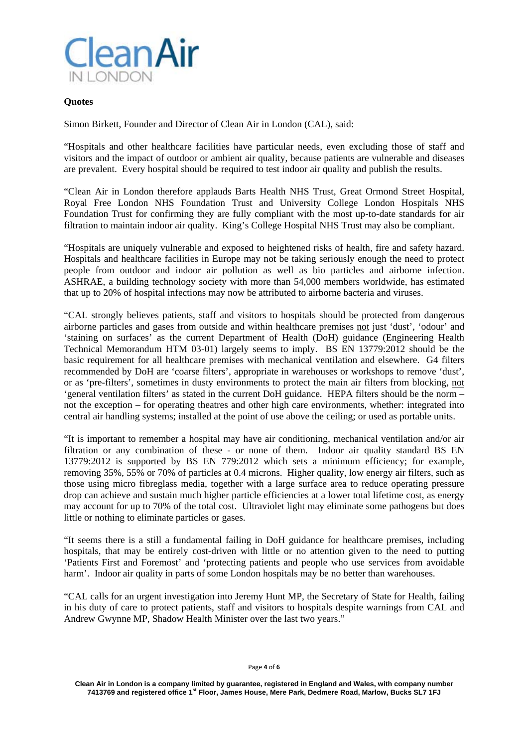**Quotes**

Simon Birkett, Founder and Director of Clean Air in London (CAL), said:

"Hospitals and other healthcare facilities have particular needs, even excluding those of staff and visitors and the impact of outdoor or ambient air quality, because patients are vulnerable and diseases are prevalent. Every hospital should be required to test indoor air quality and publish the results.

"Clean Air in London therefore applauds Barts Health NHS Trust, Great Ormond Street Hospital, Royal Free London NHS Foundation Trust and University College London Hospitals NHS Foundation Trust for confirming they are fully compliant with the most up-to-date standards for air filtration to maintain indoor air quality. King's College Hospital NHS Trust may also be compliant.

"Hospitals are uniquely vulnerable and exposed to heightened risks of health, fire and safety hazard. Hospitals and healthcare facilities in Europe may not be taking seriously enough the need to protect people from outdoor and indoor air pollution as well as bio particles and airborne infection. ASHRAE, a building technology society with more than 54,000 members worldwide, has estimated that up to 20% of hospital infections may now be attributed to airborne bacteria and viruses.

"CAL strongly believes patients, staff and visitors to hospitals should be protected from dangerous airborne particles and gases from outside and within healthcare premises not just 'dust', 'odour' and 'staining on surfaces' as the current Department of Health (DoH) guidance (Engineering Health Technical Memorandum HTM 03-01) largely seems to imply. BS EN 13779:2012 should be the basic requirement for all healthcare premises with mechanical ventilation and elsewhere. G4 filters recommended by DoH are 'coarse filters', appropriate in warehouses or workshops to remove 'dust', or as 'pre-filters', sometimes in dusty environments to protect the main air filters from blocking, not 'general ventilation filters' as stated in the current DoH guidance. HEPA filters should be the norm – not the exception – for operating theatres and other high care environments, whether: integrated into central air handling systems; installed at the point of use above the ceiling; or used as portable units.

"It is important to remember a hospital may have air conditioning, mechanical ventilation and/or air filtration or any combination of these - or none of them. Indoor air quality standard BS EN 13779:2012 is supported by BS EN 779:2012 which sets a minimum efficiency; for example, removing 35%, 55% or 70% of particles at 0.4 microns. Higher quality, low energy air filters, such as those using micro fibreglass media, together with a large surface area to reduce operating pressure drop can achieve and sustain much higher particle efficiencies at a lower total lifetime cost, as energy may account for up to 70% of the total cost. Ultraviolet light may eliminate some pathogens but does little or nothing to eliminate particles or gases.

"It seems there is a still a fundamental failing in DoH guidance for healthcare premises, including hospitals, that may be entirely cost-driven with little or no attention given to the need to putting 'Patients First and Foremost' and 'protecting patients and people who use services from avoidable harm'. Indoor air quality in parts of some London hospitals may be no better than warehouses.

"CAL calls for an urgent investigation into Jeremy Hunt MP, the Secretary of State for Health, failing in his duty of care to protect patients, staff and visitors to hospitals despite warnings from CAL and Andrew Gwynne MP, Shadow Health Minister over the last two years."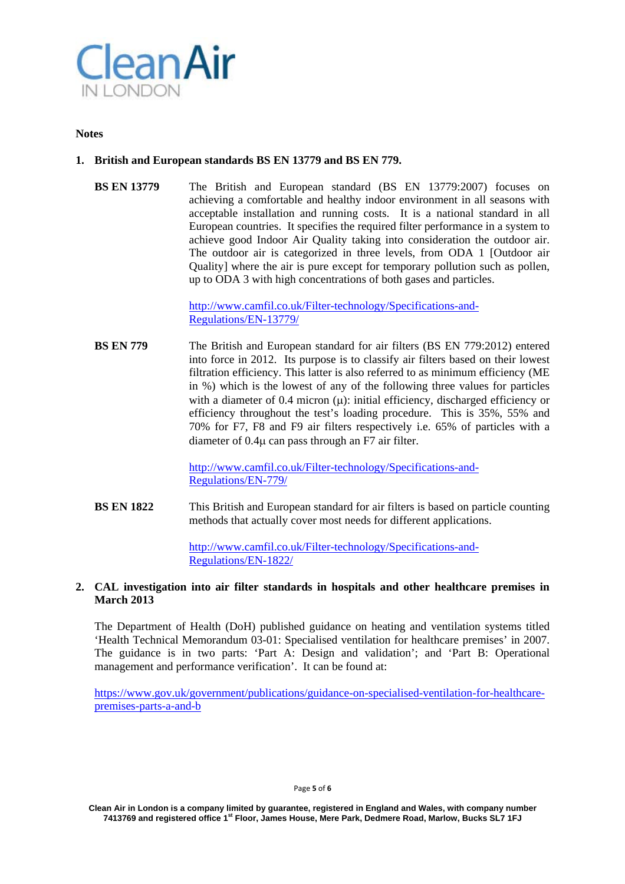**Notes**

1. **British and European standards BS EN 13779 and BS EN 779.**

**BS EN 13779** The British and European standard (BS EN 13779:2007) focuses on achieving a comfortable and healthy indoor environment in all seasons with acceptable installation and running costs. It is a national standard in all European countries. It specifies the required filter performance in a system to achieve good Indoor Air Quality taking into consideration the outdoor air. The outdoor air is categorized in three levels, from ODA 1 [Outdoor air Quality] where the air is pure except for temporary pollution such as pollen, up to ODA 3 with high concentrations of both gases and particles.

http://www.camfil.co.uk/Filter-technology/Specifications-and-Regulations/EN-13779/

**BS EN 779** The British and European standard for air filters (BS EN 779:2012) entered into force in 2012. Its purpose is to classify air filters based on their lowest filtration efficiency. This latter is also referred to as minimum efficiency (ME in %) which is the lowest of any of the following three values for particles with a diameter of 0.4 micron (μ): initial efficiency, discharged efficiency or efficiency throughout the test's loading procedure. This is 35%, 55% and 70% for F7, F8 and F9 air filters respectively i.e. 65% of particles with a diameter of 0.4μ can pass through an F7 air filter.

http://www.camfil.co.uk/Filter-technology/Specifications-and-Regulations/EN-779/

**BS EN 1822** This British and European standard for air filters is based on particle counting methods that actually cover most needs for different applications.

http://www.camfil.co.uk/Filter-technology/Specifications-and-Regulations/EN-1822/

2. **CAL investigation into air filter standards in hospitals and other healthcare premises in March 2013**

The Department of Health (DoH) published guidance on heating and ventilation systems titled 'Health Technical Memorandum 03-01: Specialised ventilation for healthcare premises' in 2007. The guidance is in two parts: 'Part A: Design and validation'; and 'Part B: Operational management and performance verification'. It can be found at:

https://www.gov.uk/government/publications/guidance-on-specialised-ventilation-for-healthcare-premises-parts-a-and-b

Clean Air in London is a company limited by guarantee, registered in England and Wales, with company number 7413769 and registered office 1st Floor, James House, Mere Park, Dedmere Road, Marlow, Bucks SL7 1FJ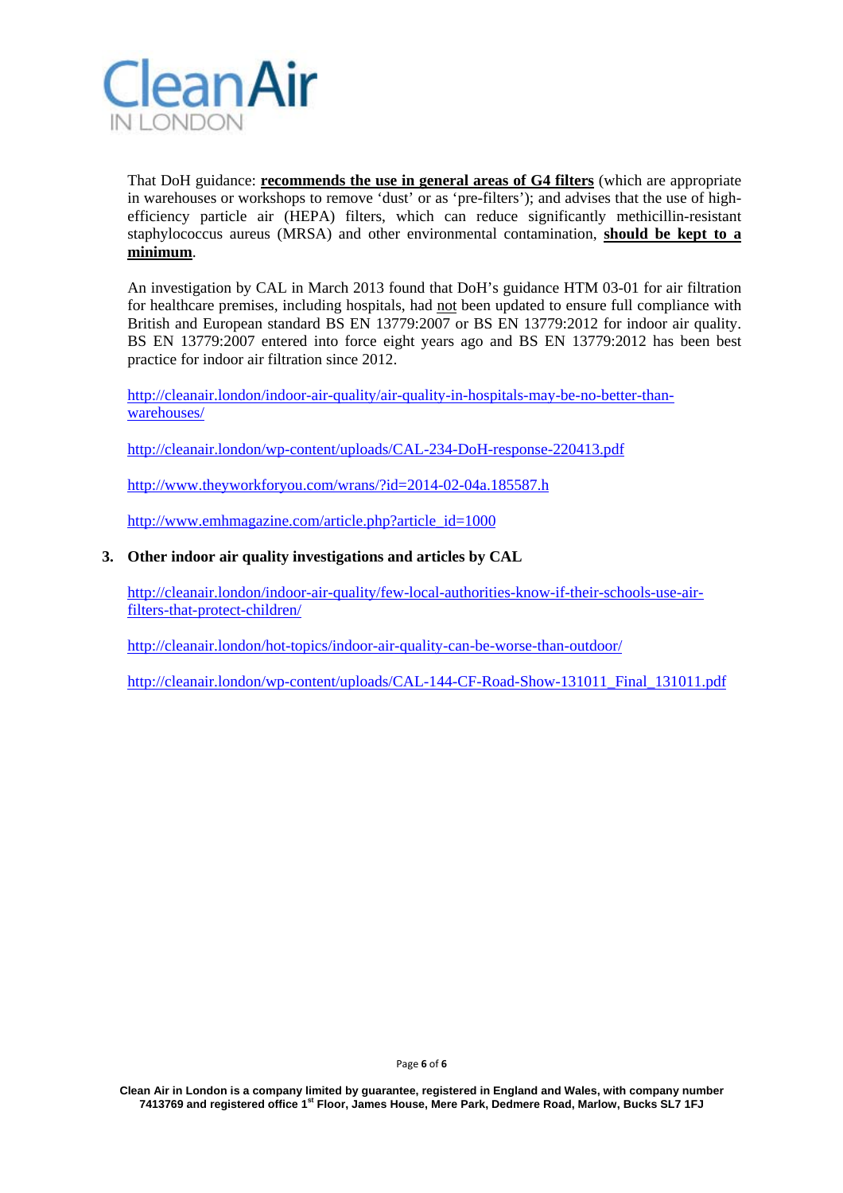That DoH guidance: **recommends the use in general areas of G4 filters** (which are appropriate in warehouses or workshops to remove 'dust' or as 'pre-filters'); and advises that the use of high-efficiency particle air (HEPA) filters, which can reduce significantly methicillin-resistant staphylococcus aureus (MRSA) and other environmental contamination, **should be kept to a minimum**.

An investigation by CAL in March 2013 found that DoH's guidance HTM 03-01 for air filtration for healthcare premises, including hospitals, had not been updated to ensure full compliance with British and European standard BS EN 13779:2007 or BS EN 13779:2012 for indoor air quality. BS EN 13779:2007 entered into force eight years ago and BS EN 13779:2012 has been best practice for indoor air filtration since 2012.

http://cleanair.london/indoor-air-quality/air-quality-in-hospitals-may-be-no-better-than-warehouses/

http://cleanair.london/wp-content/uploads/CAL-234-DoH-response-220413.pdf

http://www.theyworkforyou.com/wrans/?id=2014-02-04a.185587.h

http://www.emhmagazine.com/article.php?article_id=1000

## 3. Other indoor air quality investigations and articles by CAL

http://cleanair.london/indoor-air-quality/few-local-authorities-know-if-their-schools-use-air-filters-that-protect-children/

http://cleanair.london/hot-topics/indoor-air-quality-can-be-worse-than-outdoor/

http://cleanair.london/wp-content/uploads/CAL-144-CF-Road-Show-131011_Final_131011.pdf